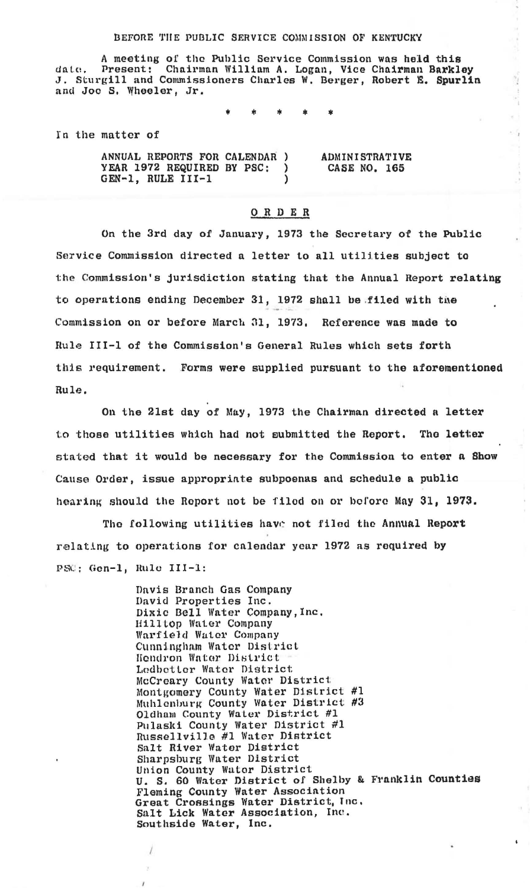BEFORE THE PUBLIC SERVICE COMMISSION OF KENTUCKY

A meeting of the Public Service Commission was held this date. Present: Chairman William A. Logan, Vice Chairman Barkley J. Sturgill and Commissioners Charles W. Berger, Robert E. Spurlin and Joe S. Wheeler, Jr.

\* \* \* \* \*

In the matter of

| | |
|---|---|
| ANNUAL REPORTS FOR CALENDAR YEAR 1972 REQUIRED BY PSC: GEN-1, RULE III-1 | ADMINISTRATIVE CASE NO. 165 |

## ORDER

On the 3rd day of January, 1973 the Secretary of the Public Service Commission directed a letter to all utilities subject to the Commission's jurisdiction stating that the Annual Report relating to operations ending December 31, 1972 shall be filed with the Commission on or before March 31, 1973. Reference was made to Rule III-1 of the Commission's General Rules which sets forth this requirement. Forms were supplied pursuant to the aforementioned Rule.

On the 21st day of May, 1973 the Chairman directed a letter to those utilities which had not submitted the Report. The letter stated that it would be necessary for the Commission to enter a Show Cause Order, issue appropriate subpoenas and schedule a public hearing should the Report not be filed on or before May 31, 1973.

The following utilities have not filed the Annual Report relating to operations for calendar year 1972 as required by PSC: Gen-1, Rule III-1:

Davis Branch Gas Company
David Properties Inc.
Dixie Bell Water Company, Inc.
Hilltop Water Company
Warfield Water Company
Cunningham Water District
Hendron Water District
Ledbetter Water District
McCreary County Water District
Montgomery County Water District #1
Muhlenburg County Water District #3
Oldham County Water District #1
Pulaski County Water District #1
Russellville #1 Water District
Salt River Water District
Sharpsburg Water District
Union County Water District
U. S. 60 Water District of Shelby & Franklin Counties
Fleming County Water Association
Great Crossings Water District, Inc.
Salt Lick Water Association, Inc.
Southside Water, Inc.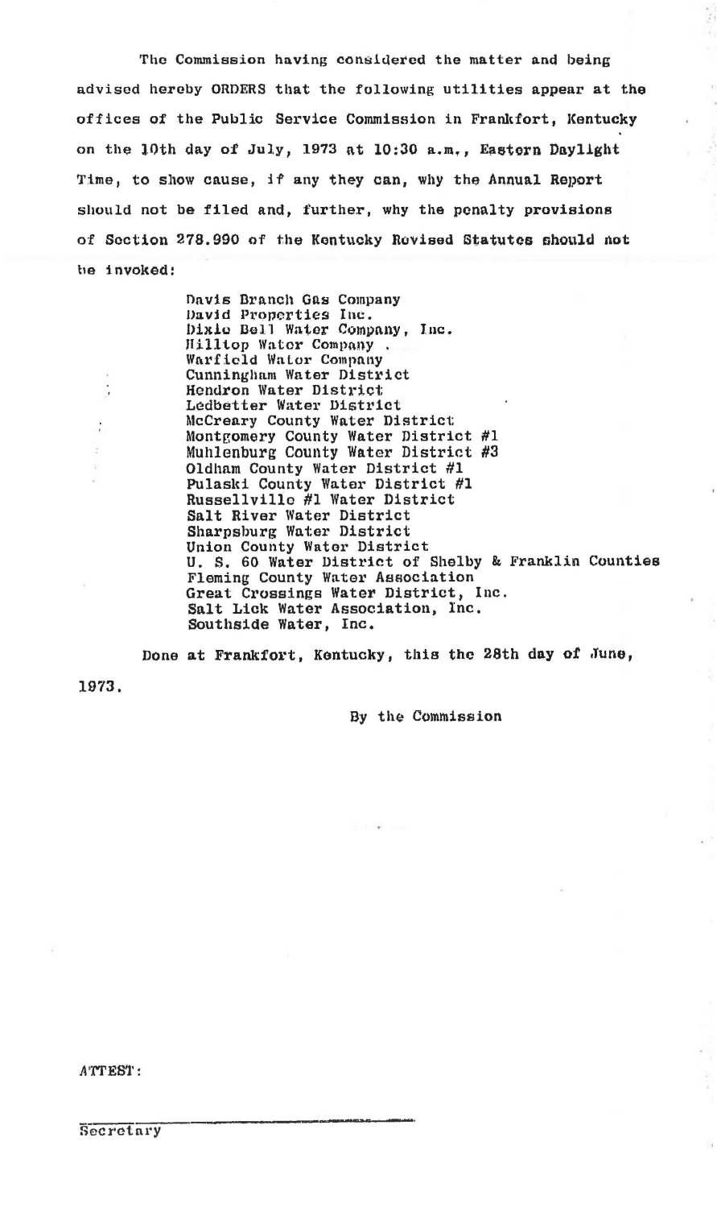The Commission having considered the matter and being advised hereby ORDERS that the following utilities appear at the offices of the Public Service Commission in Frankfort, Kentucky on the 10th day of July, 1973 at 10:30 a.m., Eastern Daylight Time, to show cause, if any they can, why the Annual Report should not be filed and, further, why the penalty provisions of Section 278.990 of the Kentucky Revised Statutes should not be invoked:

Davis Branch Gas Company
David Properties Inc.
Dixie Bell Water Company, Inc.
Hilltop Water Company .
Warfield Water Company
Cunningham Water District
Hendron Water District
Ledbetter Water District
McCreary County Water District
Montgomery County Water District #1
Muhlenburg County Water District #3
Oldham County Water District #1
Pulaski County Water District #1
Russellville #1 Water District
Salt River Water District
Sharpsburg Water District
Union County Water District
U. S. 60 Water District of Shelby & Franklin Counties
Fleming County Water Association
Great Crossings Water District, Inc.
Salt Lick Water Association, Inc.
Southside Water, Inc.

Done at Frankfort, Kentucky, this the 28th day of June, 1973.

By the Commission

ATTEST:

Secretary